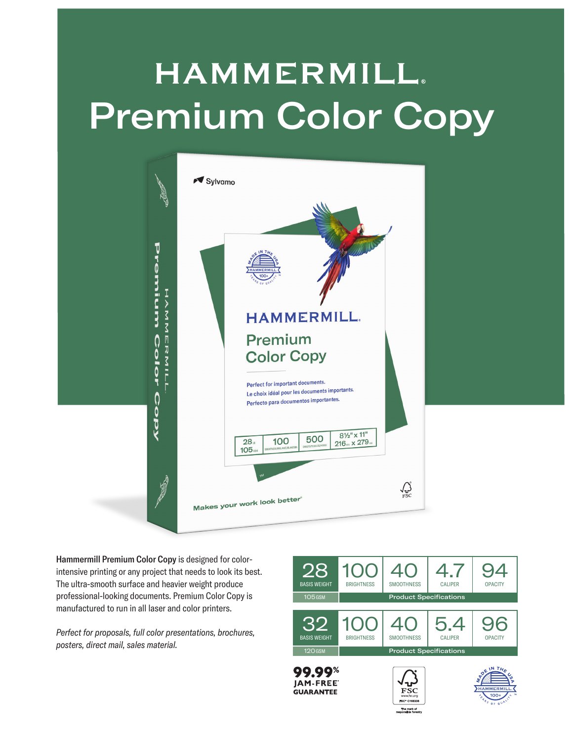# HAMMERMILL

# Premium Color Copy

**Hammermill Premium Color Copy** is designed for color-intensive printing or any project that needs to look its best. The ultra-smooth surface and heavier weight produce professional-looking documents. Premium Color Copy is manufactured to run in all laser and color printers.

*Perfect for proposals, full color presentations, brochures, posters, direct mail, sales material.*

| 28 BASIS WEIGHT | 100 BRIGHTNESS | 40 SMOOTHNESS | 4.7 CALIPER | 94 OPACITY |
|---|---|---|---|---|
| 105 GSM | Product Specifications | | | |

| 32 BASIS WEIGHT | 100 BRIGHTNESS | 40 SMOOTHNESS | 5.4 CALIPER | 96 OPACITY |
|---|---|---|---|---|
| 120 GSM | Product Specifications | | | |

**99.99% JAM-FREE® GUARANTEE**

FSC www.fsc.org FSC® C168336 The mark of responsible forestry

MADE IN THE USA HAMMERMILL 100+ YEARS OF QUALITY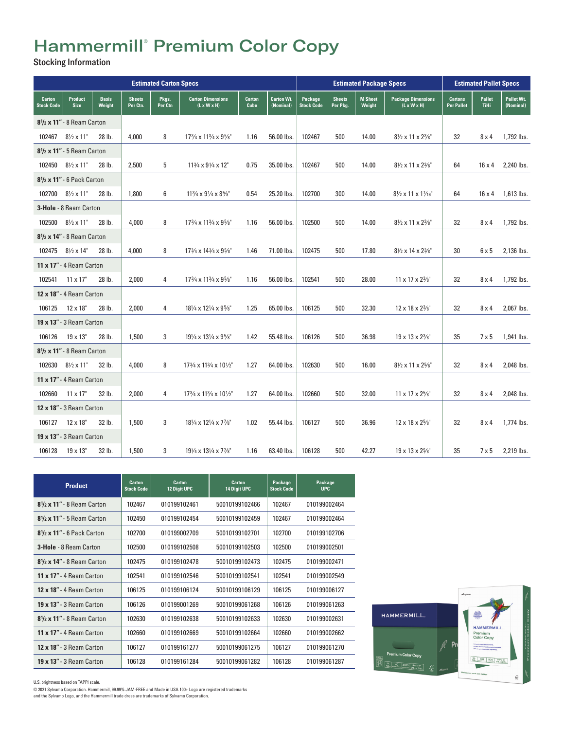# Hammermill® Premium Color Copy

## Stocking Information

| Estimated Carton Specs | | | | | | | | Estimated Package Specs | | | | Estimated Pallet Specs | | |
|---|---|---|---|---|---|---|---|---|---|---|---|---|---|---|
| Carton Stock Code | Product Size | Basis Weight | Sheets Per Ctn. | Pkgs. Per Ctn | Carton Dimensions (L x W x H) | Carton Cube | Carton Wt. (Nominal) | Package Stock Code | Sheets Per Pkg. | M Sheet Weight | Package Dimensions (L x W x H) | Cartons Per Pallet | Pallet TiHi | Pallet Wt. (Nominal) |
| **8½ x 11"** - 8 Ream Carton | | | | | | | | | | | | | | |
| 102467 | 8½ x 11" | 28 lb. | 4,000 | 8 | 17¾ x 11¾ x 9⅝" | 1.16 | 56.00 lbs. | 102467 | 500 | 14.00 | 8½ x 11 x 2⅜" | 32 | 8 x 4 | 1,792 lbs. |
| **8½ x 11"** - 5 Ream Carton | | | | | | | | | | | | | | |
| 102450 | 8½ x 11" | 28 lb. | 2,500 | 5 | 11¾ x 9¼ x 12" | 0.75 | 35.00 lbs. | 102467 | 500 | 14.00 | 8½ x 11 x 2⅜" | 64 | 16 x 4 | 2,240 lbs. |
| **8½ x 11"** - 6 Pack Carton | | | | | | | | | | | | | | |
| 102700 | 8½ x 11" | 28 lb. | 1,800 | 6 | 11¾ x 9¼ x 8⅝" | 0.54 | 25.20 lbs. | 102700 | 300 | 14.00 | 8½ x 11 x 1⁷⁄₁₆" | 64 | 16 x 4 | 1,613 lbs. |
| **3-Hole** - 8 Ream Carton | | | | | | | | | | | | | | |
| 102500 | 8½ x 11" | 28 lb. | 4,000 | 8 | 17¾ x 11¾ x 9⅝" | 1.16 | 56.00 lbs. | 102500 | 500 | 14.00 | 8½ x 11 x 2⅜" | 32 | 8 x 4 | 1,792 lbs. |
| **8½ x 14"** - 8 Ream Carton | | | | | | | | | | | | | | |
| 102475 | 8½ x 14" | 28 lb. | 4,000 | 8 | 17¾ x 14¾ x 9⅝" | 1.46 | 71.00 lbs. | 102475 | 500 | 17.80 | 8½ x 14 x 2⅜" | 30 | 6 x 5 | 2,136 lbs. |
| **11 x 17"** - 4 Ream Carton | | | | | | | | | | | | | | |
| 102541 | 11 x 17" | 28 lb. | 2,000 | 4 | 17¾ x 11¾ x 9⅝" | 1.16 | 56.00 lbs. | 102541 | 500 | 28.00 | 11 x 17 x 2⅜" | 32 | 8 x 4 | 1,792 lbs. |
| **12 x 18"** - 4 Ream Carton | | | | | | | | | | | | | | |
| 106125 | 12 x 18" | 28 lb. | 2,000 | 4 | 18¼ x 12¼ x 9⅝" | 1.25 | 65.00 lbs. | 106125 | 500 | 32.30 | 12 x 18 x 2⅜" | 32 | 8 x 4 | 2,067 lbs. |
| **19 x 13"** - 3 Ream Carton | | | | | | | | | | | | | | |
| 106126 | 19 x 13" | 28 lb. | 1,500 | 3 | 19¼ x 13¼ x 9⅝" | 1.42 | 55.48 lbs. | 106126 | 500 | 36.98 | 19 x 13 x 2⅜" | 35 | 7 x 5 | 1,941 lbs. |
| **8½ x 11"** - 8 Ream Carton | | | | | | | | | | | | | | |
| 102630 | 8½ x 11" | 32 lb. | 4,000 | 8 | 17¾ x 11¾ x 10½" | 1.27 | 64.00 lbs. | 102630 | 500 | 16.00 | 8½ x 11 x 2⅝" | 32 | 8 x 4 | 2,048 lbs. |
| **11 x 17"** - 4 Ream Carton | | | | | | | | | | | | | | |
| 102660 | 11 x 17" | 32 lb. | 2,000 | 4 | 17¾ x 11¾ x 10½" | 1.27 | 64.00 lbs. | 102660 | 500 | 32.00 | 11 x 17 x 2⅝" | 32 | 8 x 4 | 2,048 lbs. |
| **12 x 18"** - 3 Ream Carton | | | | | | | | | | | | | | |
| 106127 | 12 x 18" | 32 lb. | 1,500 | 3 | 18¼ x 12¼ x 7⅞" | 1.02 | 55.44 lbs. | 106127 | 500 | 36.96 | 12 x 18 x 2⅝" | 32 | 8 x 4 | 1,774 lbs. |
| **19 x 13"** - 3 Ream Carton | | | | | | | | | | | | | | |
| 106128 | 19 x 13" | 32 lb. | 1,500 | 3 | 19¼ x 13¼ x 7⅞" | 1.16 | 63.40 lbs. | 106128 | 500 | 42.27 | 19 x 13 x 2⅝" | 35 | 7 x 5 | 2,219 lbs. |

| Product | Carton Stock Code | Carton 12 Digit UPC | Carton 14 Digit UPC | Package Stock Code | Package UPC |
|---|---|---|---|---|---|
| **8½ x 11"** - 8 Ream Carton | 102467 | 010199102461 | 50010199102466 | 102467 | 010199002464 |
| **8½ x 11"** - 5 Ream Carton | 102450 | 010199102454 | 50010199102459 | 102467 | 010199002464 |
| **8½ x 11"** - 6 Pack Carton | 102700 | 010199002709 | 50010199102701 | 102700 | 010199102706 |
| **3-Hole** - 8 Ream Carton | 102500 | 010199102508 | 50010199102503 | 102500 | 010199002501 |
| **8½ x 14"** - 8 Ream Carton | 102475 | 010199102478 | 50010199102473 | 102475 | 010199002471 |
| **11 x 17"** - 4 Ream Carton | 102541 | 010199102546 | 50010199102541 | 102541 | 010199002549 |
| **12 x 18"** - 4 Ream Carton | 106125 | 010199106124 | 50010199106129 | 106125 | 010199006127 |
| **19 x 13"** - 3 Ream Carton | 106126 | 010199001269 | 50010199061268 | 106126 | 010199061263 |
| **8½ x 11"** - 8 Ream Carton | 102630 | 010199102638 | 50010199102633 | 102630 | 010199002631 |
| **11 x 17"** - 4 Ream Carton | 102660 | 010199102669 | 50010199102664 | 102660 | 010199002662 |
| **12 x 18"** - 3 Ream Carton | 106127 | 010199161277 | 50010199061275 | 106127 | 010199061270 |
| **19 x 13"** - 3 Ream Carton | 106128 | 010199161284 | 50010199061282 | 106128 | 010199061287 |

U.S. brightness based on TAPPI scale.

© 2021 Sylvamo Corporation. Hammermill, 99.99% JAM-FREE and Made in USA 100+ Logo are registered trademarks and the Sylvamo Logo, and the Hammermill trade dress are trademarks of Sylvamo Corporation.